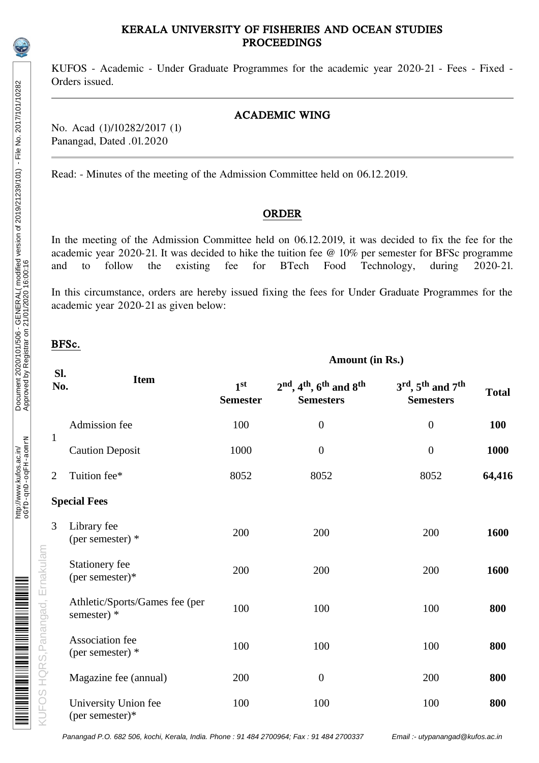# KERALA UNIVERSITY OF FISHERIES AND OCEAN STUDIES
## PROCEEDINGS

KUFOS - Academic - Under Graduate Programmes for the academic year 2020-21 - Fees - Fixed - Orders issued.

---

### ACADEMIC WING

No. Acad (1)/10282/2017 (1)
Panangad, Dated .01.2020

---

Read: - Minutes of the meeting of the Admission Committee held on 06.12.2019.

### ORDER

In the meeting of the Admission Committee held on 06.12.2019, it was decided to fix the fee for the academic year 2020-21. It was decided to hike the tuition fee @ 10% per semester for BFSc programme and to follow the existing fee for BTech Food Technology, during 2020-21.

In this circumstance, orders are hereby issued fixing the fees for Under Graduate Programmes for the academic year 2020-21 as given below:

**BFSc.**

| Sl. No. | Item | Amount (in Rs.) | | | |
|---|---|---|---|---|---|
| | | 1st Semester | 2nd, 4th, 6th and 8th Semesters | 3rd, 5th and 7th Semesters | Total |
| 1 | Admission fee | 100 | 0 | 0 | **100** |
| | Caution Deposit | 1000 | 0 | 0 | **1000** |
| 2 | Tuition fee* | 8052 | 8052 | 8052 | **64,416** |
| **Special Fees** | | | | | |
| 3 | Library fee (per semester) * | 200 | 200 | 200 | **1600** |
| | Stationery fee (per semester)* | 200 | 200 | 200 | **1600** |
| | Athletic/Sports/Games fee (per semester) * | 100 | 100 | 100 | **800** |
| | Association fee (per semester) * | 100 | 100 | 100 | **800** |
| | Magazine fee (annual) | 200 | 0 | 200 | **800** |
| | University Union fee (per semester)* | 100 | 100 | 100 | **800** |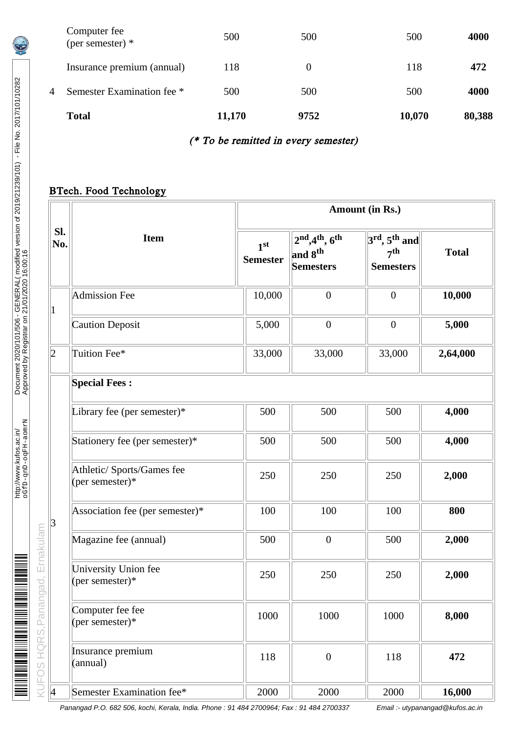| | | | | | |
|---|---|---|---|---|---|
| | Computer fee (per semester) * | 500 | 500 | 500 | **4000** |
| | Insurance premium (annual) | 118 | 0 | 118 | **472** |
| 4 | Semester Examination fee * | 500 | 500 | 500 | **4000** |
| | **Total** | **11,170** | **9752** | **10,070** | **80,388** |

*(* To be remitted in every semester)*

**BTech. Food Technology**

| Sl. No. | Item | Amount (in Rs.) | | | |
|---|---|---|---|---|---|
| | | 1st Semester | 2nd, 4th, 6th and 8th Semesters | 3rd, 5th and 7th Semesters | Total |
| 1 | Admission Fee | 10,000 | 0 | 0 | **10,000** |
| | Caution Deposit | 5,000 | 0 | 0 | **5,000** |
| 2 | Tuition Fee* | 33,000 | 33,000 | 33,000 | **2,64,000** |
| 3 | **Special Fees :** | | | | |
| | Library fee (per semester)* | 500 | 500 | 500 | **4,000** |
| | Stationery fee (per semester)* | 500 | 500 | 500 | **4,000** |
| | Athletic/ Sports/Games fee (per semester)* | 250 | 250 | 250 | **2,000** |
| | Association fee (per semester)* | 100 | 100 | 100 | **800** |
| | Magazine fee (annual) | 500 | 0 | 500 | **2,000** |
| | University Union fee (per semester)* | 250 | 250 | 250 | **2,000** |
| | Computer fee fee (per semester)* | 1000 | 1000 | 1000 | **8,000** |
| | Insurance premium (annual) | 118 | 0 | 118 | **472** |
| 4 | Semester Examination fee* | 2000 | 2000 | 2000 | **16,000** |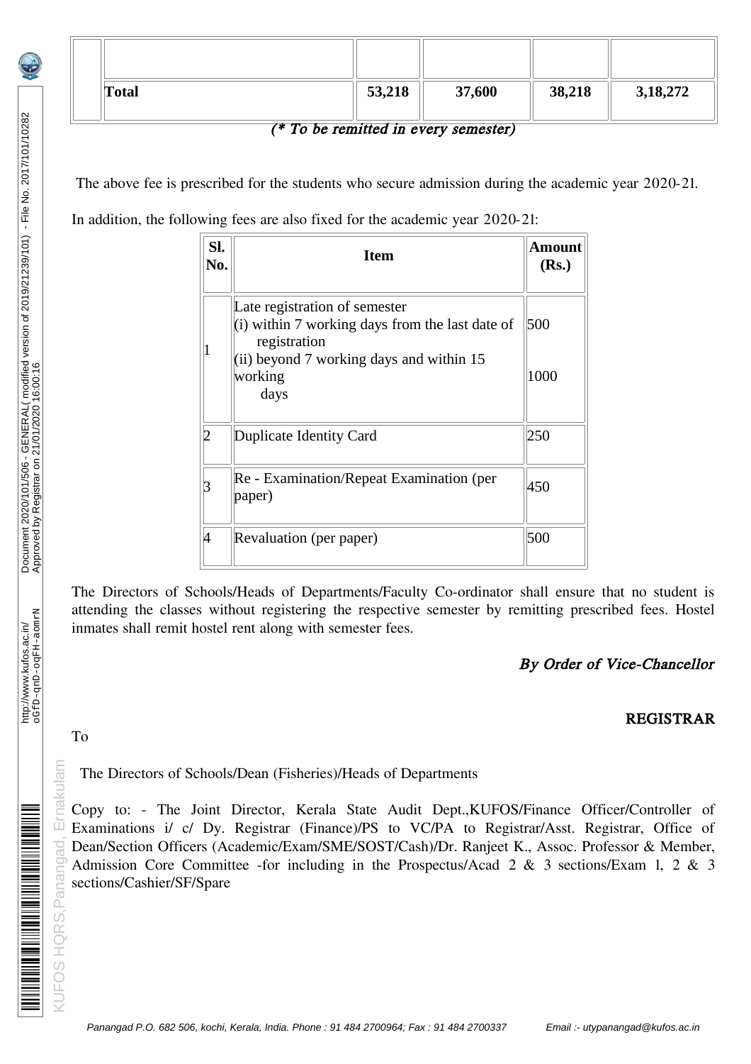| | | | | | |
|---|---|---|---|---|---|
| | | | | | |
| | **Total** | **53,218** | **37,600** | **38,218** | **3,18,272** |

*(\* To be remitted in every semester)*

The above fee is prescribed for the students who secure admission during the academic year 2020-21.

In addition, the following fees are also fixed for the academic year 2020-21:

| Sl. No. | Item | Amount (Rs.) |
|---|---|---|
| 1 | Late registration of semester<br>(i) within 7 working days from the last date of registration<br>(ii) beyond 7 working days and within 15 working days | 500<br><br>1000 |
| 2 | Duplicate Identity Card | 250 |
| 3 | Re - Examination/Repeat Examination (per paper) | 450 |
| 4 | Revaluation (per paper) | 500 |

The Directors of Schools/Heads of Departments/Faculty Co-ordinator shall ensure that no student is attending the classes without registering the respective semester by remitting prescribed fees. Hostel inmates shall remit hostel rent along with semester fees.

*By Order of Vice-Chancellor*

**REGISTRAR**

To

The Directors of Schools/Dean (Fisheries)/Heads of Departments

Copy to: - The Joint Director, Kerala State Audit Dept.,KUFOS/Finance Officer/Controller of Examinations i/ c/ Dy. Registrar (Finance)/PS to VC/PA to Registrar/Asst. Registrar, Office of Dean/Section Officers (Academic/Exam/SME/SOST/Cash)/Dr. Ranjeet K., Assoc. Professor & Member, Admission Core Committee -for including in the Prospectus/Acad 2 & 3 sections/Exam 1, 2 & 3 sections/Cashier/SF/Spare